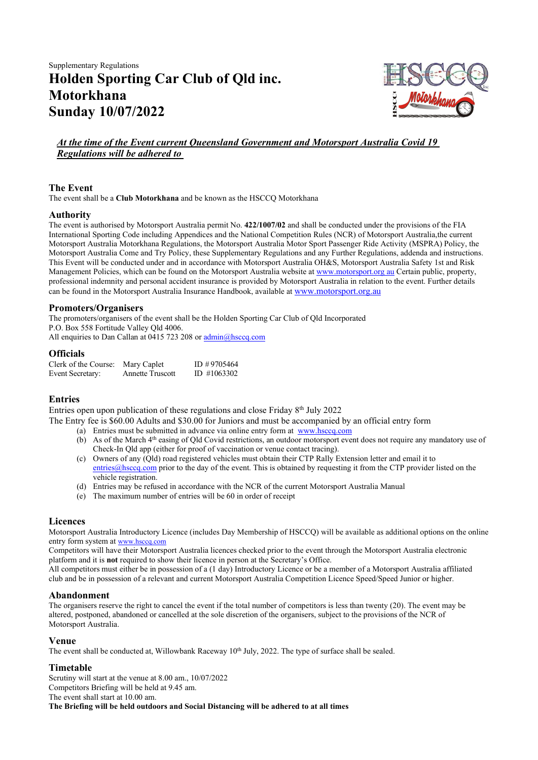Supplementary Regulations

# Holden Sporting Car Club of Qld inc.
# Motorkhana
# Sunday 10/07/2022

***<u>At the time of the Event current Queensland Government and Motorsport Australia Covid 19 Regulations will be adhered to</u>***

## The Event

The event shall be a **Club Motorkhana** and be known as the HSCCQ Motorkhana

## Authority

The event is authorised by Motorsport Australia permit No. **422/1007/02** and shall be conducted under the provisions of the FIA International Sporting Code including Appendices and the National Competition Rules (NCR) of Motorsport Australia,the current Motorsport Australia Motorkhana Regulations, the Motorsport Australia Motor Sport Passenger Ride Activity (MSPRA) Policy, the Motorsport Australia Come and Try Policy, these Supplementary Regulations and any Further Regulations, addenda and instructions. This Event will be conducted under and in accordance with Motorsport Australia OH&S, Motorsport Australia Safety 1st and Risk Management Policies, which can be found on the Motorsport Australia website at www.motorsport.org au Certain public, property, professional indemnity and personal accident insurance is provided by Motorsport Australia in relation to the event. Further details can be found in the Motorsport Australia Insurance Handbook, available at www.motorsport.org.au

## Promoters/Organisers

The promoters/organisers of the event shall be the Holden Sporting Car Club of Qld Incorporated
P.O. Box 558 Fortitude Valley Qld 4006.
All enquiries to Dan Callan at 0415 723 208 or admin@hsccq.com

## Officials

| | | |
|---|---|---|
| Clerk of the Course: | Mary Caplet | ID #9705464 |
| Event Secretary: | Annette Truscott | ID #1063302 |

## Entries

Entries open upon publication of these regulations and close Friday 8th July 2022
The Entry fee is $60.00 Adults and $30.00 for Juniors and must be accompanied by an official entry form

(a) Entries must be submitted in advance via online entry form at www.hsccq.com
(b) As of the March 4th easing of Qld Covid restrictions, an outdoor motorsport event does not require any mandatory use of Check-In Qld app (either for proof of vaccination or venue contact tracing).
(c) Owners of any (Qld) road registered vehicles must obtain their CTP Rally Extension letter and email it to entries@hsccq.com prior to the day of the event. This is obtained by requesting it from the CTP provider listed on the vehicle registration.
(d) Entries may be refused in accordance with the NCR of the current Motorsport Australia Manual
(e) The maximum number of entries will be 60 in order of receipt

## Licences

Motorsport Australia Introductory Licence (includes Day Membership of HSCCQ) will be available as additional options on the online entry form system at www.hsccq.com
Competitors will have their Motorsport Australia licences checked prior to the event through the Motorsport Australia electronic platform and it is **not** required to show their licence in person at the Secretary's Office.
All competitors must either be in possession of a (1 day) Introductory Licence or be a member of a Motorsport Australia affiliated club and be in possession of a relevant and current Motorsport Australia Competition Licence Speed/Speed Junior or higher.

## Abandonment

The organisers reserve the right to cancel the event if the total number of competitors is less than twenty (20). The event may be altered, postponed, abandoned or cancelled at the sole discretion of the organisers, subject to the provisions of the NCR of Motorsport Australia.

## Venue

The event shall be conducted at, Willowbank Raceway 10th July, 2022. The type of surface shall be sealed.

## Timetable

Scrutiny will start at the venue at 8.00 am., 10/07/2022
Competitors Briefing will be held at 9.45 am.
The event shall start at 10.00 am.
**The Briefing will be held outdoors and Social Distancing will be adhered to at all times**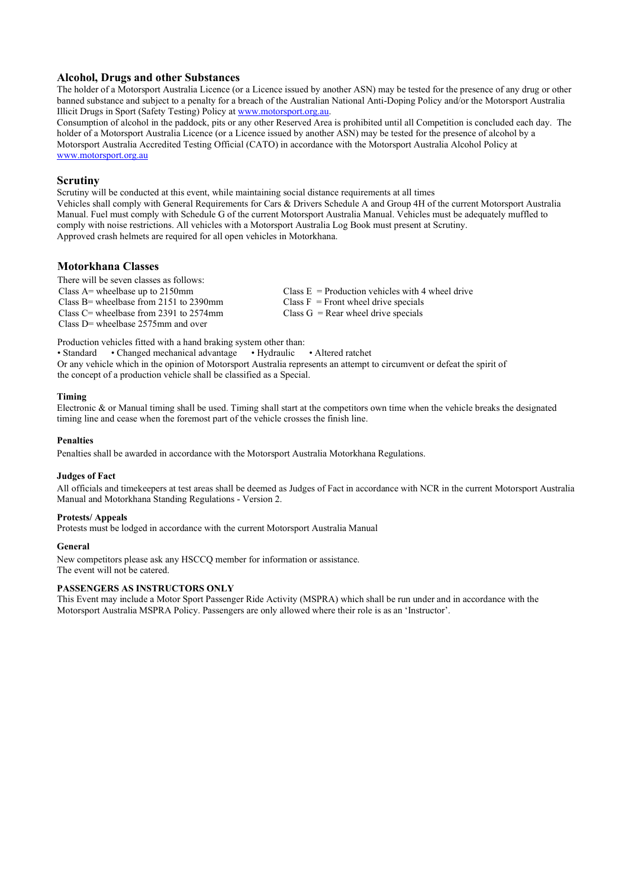## Alcohol, Drugs and other Substances

The holder of a Motorsport Australia Licence (or a Licence issued by another ASN) may be tested for the presence of any drug or other banned substance and subject to a penalty for a breach of the Australian National Anti-Doping Policy and/or the Motorsport Australia Illicit Drugs in Sport (Safety Testing) Policy at www.motorsport.org.au.

Consumption of alcohol in the paddock, pits or any other Reserved Area is prohibited until all Competition is concluded each day. The holder of a Motorsport Australia Licence (or a Licence issued by another ASN) may be tested for the presence of alcohol by a Motorsport Australia Accredited Testing Official (CATO) in accordance with the Motorsport Australia Alcohol Policy at www.motorsport.org.au

## Scrutiny

Scrutiny will be conducted at this event, while maintaining social distance requirements at all times

Vehicles shall comply with General Requirements for Cars & Drivers Schedule A and Group 4H of the current Motorsport Australia Manual. Fuel must comply with Schedule G of the current Motorsport Australia Manual. Vehicles must be adequately muffled to comply with noise restrictions. All vehicles with a Motorsport Australia Log Book must present at Scrutiny.

Approved crash helmets are required for all open vehicles in Motorkhana.

## Motorkhana Classes

There will be seven classes as follows:

Class A= wheelbase up to 2150mm
Class B= wheelbase from 2151 to 2390mm
Class C= wheelbase from 2391 to 2574mm
Class D= wheelbase 2575mm and over

Class E = Production vehicles with 4 wheel drive
Class F = Front wheel drive specials
Class G = Rear wheel drive specials

Production vehicles fitted with a hand braking system other than:

• Standard • Changed mechanical advantage • Hydraulic • Altered ratchet

Or any vehicle which in the opinion of Motorsport Australia represents an attempt to circumvent or defeat the spirit of the concept of a production vehicle shall be classified as a Special.

### Timing

Electronic & or Manual timing shall be used. Timing shall start at the competitors own time when the vehicle breaks the designated timing line and cease when the foremost part of the vehicle crosses the finish line.

### Penalties

Penalties shall be awarded in accordance with the Motorsport Australia Motorkhana Regulations.

### Judges of Fact

All officials and timekeepers at test areas shall be deemed as Judges of Fact in accordance with NCR in the current Motorsport Australia Manual and Motorkhana Standing Regulations - Version 2.

### Protests/ Appeals

Protests must be lodged in accordance with the current Motorsport Australia Manual

### General

New competitors please ask any HSCCQ member for information or assistance.
The event will not be catered.

### PASSENGERS AS INSTRUCTORS ONLY

This Event may include a Motor Sport Passenger Ride Activity (MSPRA) which shall be run under and in accordance with the Motorsport Australia MSPRA Policy. Passengers are only allowed where their role is as an 'Instructor'.